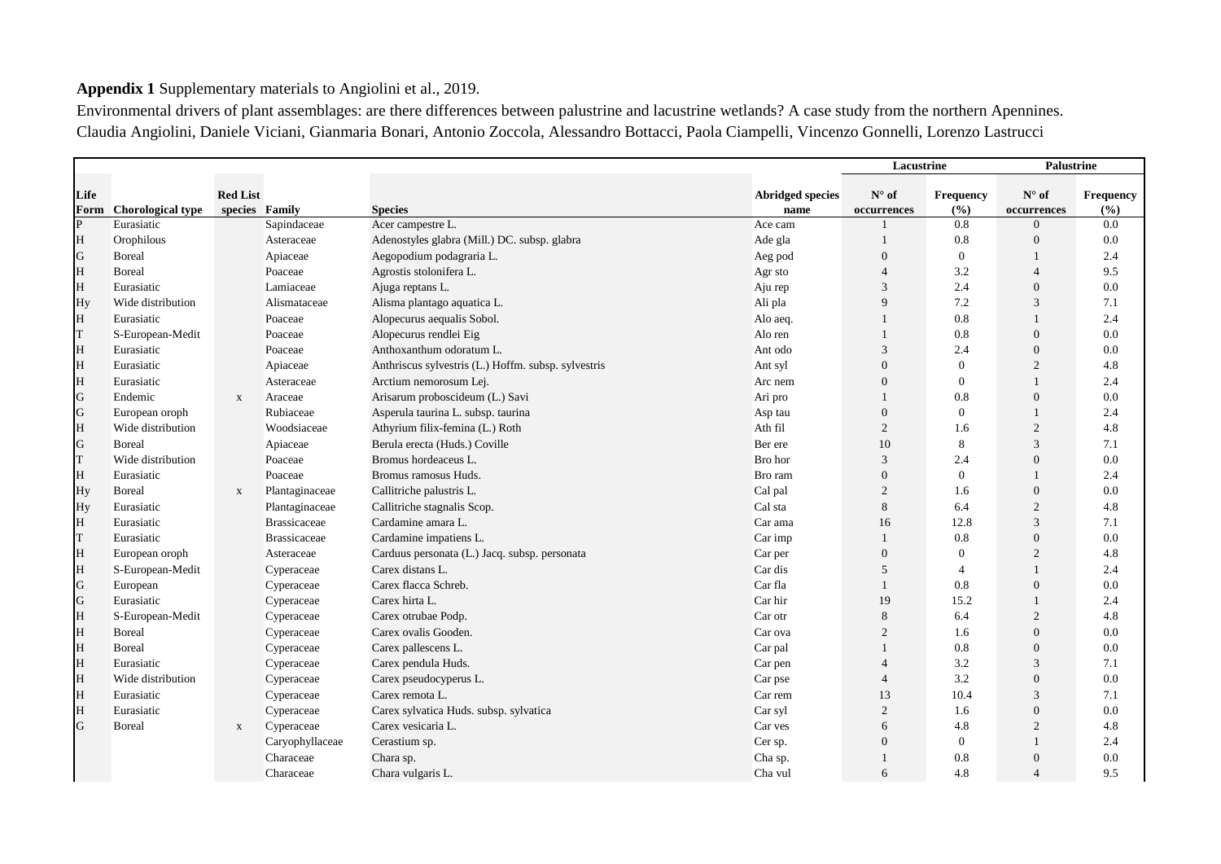**Appendix 1** Supplementary materials to Angiolini et al., 2019.

Environmental drivers of plant assemblages: are there differences between palustrine and lacustrine wetlands? A case study from the northern Apennines.
Claudia Angiolini, Daniele Viciani, Gianmaria Bonari, Antonio Zoccola, Alessandro Bottacci, Paola Ciampelli, Vincenzo Gonnelli, Lorenzo Lastrucci

| | | | | | | Lacustrine | | Palustrine | |
|---|---|---|---|---|---|---|---|---|---|
| Life Form | Chorological type | Red List species | Family | Species | Abridged species name | N° of occurrences | Frequency (%) | N° of occurrences | Frequency (%) |
| P | Eurasiatic | | Sapindaceae | Acer campestre L. | Ace cam | 1 | 0.8 | 0 | 0.0 |
| H | Orophilous | | Asteraceae | Adenostyles glabra (Mill.) DC. subsp. glabra | Ade gla | 1 | 0.8 | 0 | 0.0 |
| G | Boreal | | Apiaceae | Aegopodium podagraria L. | Aeg pod | 0 | 0 | 1 | 2.4 |
| H | Boreal | | Poaceae | Agrostis stolonifera L. | Agr sto | 4 | 3.2 | 4 | 9.5 |
| H | Eurasiatic | | Lamiaceae | Ajuga reptans L. | Aju rep | 3 | 2.4 | 0 | 0.0 |
| Hy | Wide distribution | | Alismataceae | Alisma plantago aquatica L. | Ali pla | 9 | 7.2 | 3 | 7.1 |
| H | Eurasiatic | | Poaceae | Alopecurus aequalis Sobol. | Alo aeq. | 1 | 0.8 | 1 | 2.4 |
| T | S-European-Medit | | Poaceae | Alopecurus rendlei Eig | Alo ren | 1 | 0.8 | 0 | 0.0 |
| H | Eurasiatic | | Poaceae | Anthoxanthum odoratum L. | Ant odo | 3 | 2.4 | 0 | 0.0 |
| H | Eurasiatic | | Apiaceae | Anthriscus sylvestris (L.) Hoffm. subsp. sylvestris | Ant syl | 0 | 0 | 2 | 4.8 |
| H | Eurasiatic | | Asteraceae | Arctium nemorosum Lej. | Arc nem | 0 | 0 | 1 | 2.4 |
| G | Endemic | x | Araceae | Arisarum proboscideum (L.) Savi | Ari pro | 1 | 0.8 | 0 | 0.0 |
| G | European oroph | | Rubiaceae | Asperula taurina L. subsp. taurina | Asp tau | 0 | 0 | 1 | 2.4 |
| H | Wide distribution | | Woodsiaceae | Athyrium filix-femina (L.) Roth | Ath fil | 2 | 1.6 | 2 | 4.8 |
| G | Boreal | | Apiaceae | Berula erecta (Huds.) Coville | Ber ere | 10 | 8 | 3 | 7.1 |
| T | Wide distribution | | Poaceae | Bromus hordeaceus L. | Bro hor | 3 | 2.4 | 0 | 0.0 |
| H | Eurasiatic | | Poaceae | Bromus ramosus Huds. | Bro ram | 0 | 0 | 1 | 2.4 |
| Hy | Boreal | x | Plantaginaceae | Callitriche palustris L. | Cal pal | 2 | 1.6 | 0 | 0.0 |
| Hy | Eurasiatic | | Plantaginaceae | Callitriche stagnalis Scop. | Cal sta | 8 | 6.4 | 2 | 4.8 |
| H | Eurasiatic | | Brassicaceae | Cardamine amara L. | Car ama | 16 | 12.8 | 3 | 7.1 |
| T | Eurasiatic | | Brassicaceae | Cardamine impatiens L. | Car imp | 1 | 0.8 | 0 | 0.0 |
| H | European oroph | | Asteraceae | Carduus personata (L.) Jacq. subsp. personata | Car per | 0 | 0 | 2 | 4.8 |
| H | S-European-Medit | | Cyperaceae | Carex distans L. | Car dis | 5 | 4 | 1 | 2.4 |
| G | European | | Cyperaceae | Carex flacca Schreb. | Car fla | 1 | 0.8 | 0 | 0.0 |
| G | Eurasiatic | | Cyperaceae | Carex hirta L. | Car hir | 19 | 15.2 | 1 | 2.4 |
| H | S-European-Medit | | Cyperaceae | Carex otrubae Podp. | Car otr | 8 | 6.4 | 2 | 4.8 |
| H | Boreal | | Cyperaceae | Carex ovalis Gooden. | Car ova | 2 | 1.6 | 0 | 0.0 |
| H | Boreal | | Cyperaceae | Carex pallescens L. | Car pal | 1 | 0.8 | 0 | 0.0 |
| H | Eurasiatic | | Cyperaceae | Carex pendula Huds. | Car pen | 4 | 3.2 | 3 | 7.1 |
| H | Wide distribution | | Cyperaceae | Carex pseudocyperus L. | Car pse | 4 | 3.2 | 0 | 0.0 |
| H | Eurasiatic | | Cyperaceae | Carex remota L. | Car rem | 13 | 10.4 | 3 | 7.1 |
| H | Eurasiatic | | Cyperaceae | Carex sylvatica Huds. subsp. sylvatica | Car syl | 2 | 1.6 | 0 | 0.0 |
| G | Boreal | x | Cyperaceae | Carex vesicaria L. | Car ves | 6 | 4.8 | 2 | 4.8 |
| | | | Caryophyllaceae | Cerastium sp. | Cer sp. | 0 | 0 | 1 | 2.4 |
| | | | Characeae | Chara sp. | Cha sp. | 1 | 0.8 | 0 | 0.0 |
| | | | Characeae | Chara vulgaris L. | Cha vul | 6 | 4.8 | 4 | 9.5 |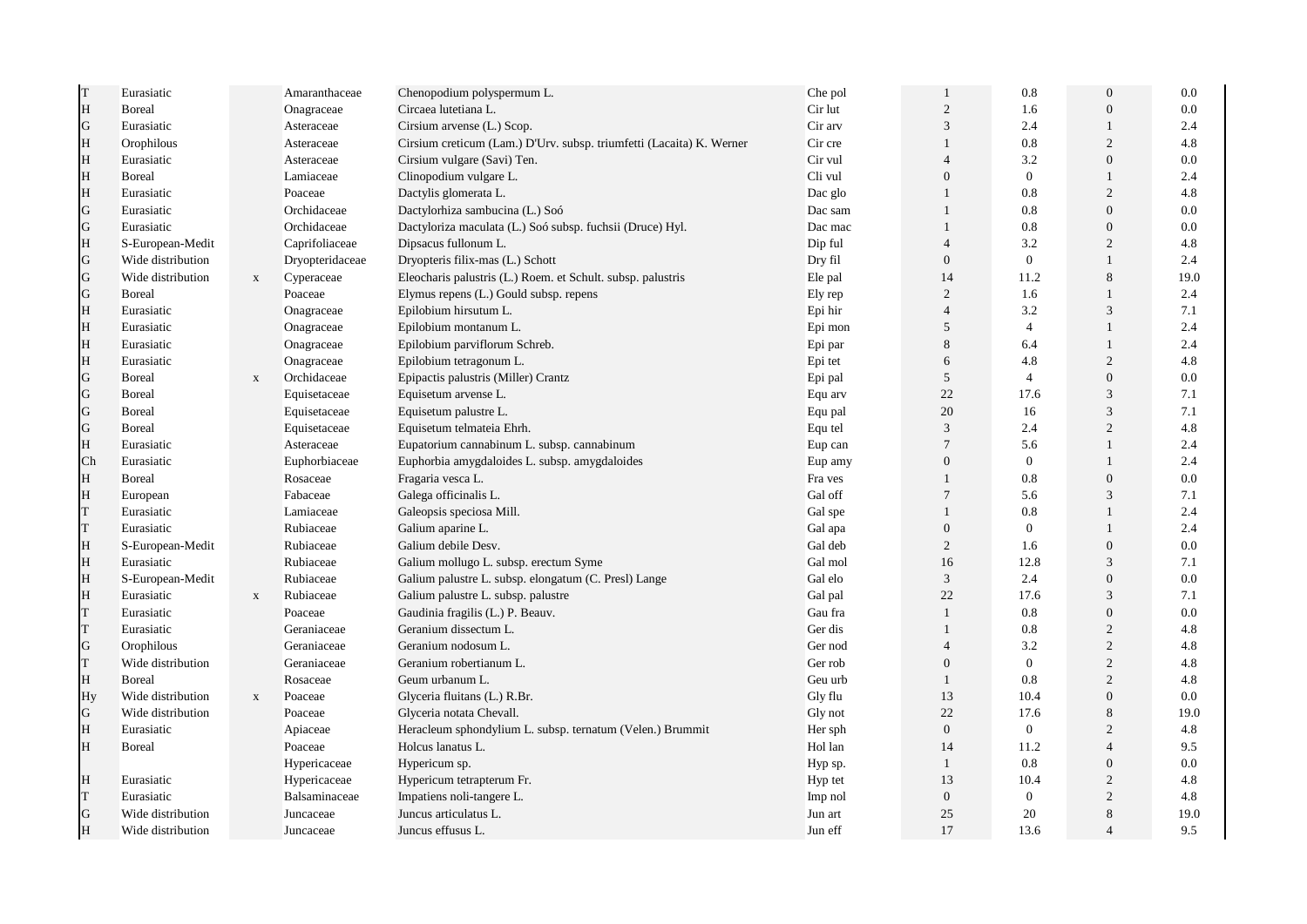| | | | | | | | | | |
|---|---|---|---|---|---|---|---|---|---|
| T | Eurasiatic | | Amaranthaceae | Chenopodium polyspermum L. | Che pol | 1 | 0.8 | 0 | 0.0 |
| H | Boreal | | Onagraceae | Circaea lutetiana L. | Cir lut | 2 | 1.6 | 0 | 0.0 |
| G | Eurasiatic | | Asteraceae | Cirsium arvense (L.) Scop. | Cir arv | 3 | 2.4 | 1 | 2.4 |
| H | Orophilous | | Asteraceae | Cirsium creticum (Lam.) D'Urv. subsp. triumfetti (Lacaita) K. Werner | Cir cre | 1 | 0.8 | 2 | 4.8 |
| H | Eurasiatic | | Asteraceae | Cirsium vulgare (Savi) Ten. | Cir vul | 4 | 3.2 | 0 | 0.0 |
| H | Boreal | | Lamiaceae | Clinopodium vulgare L. | Cli vul | 0 | 0 | 1 | 2.4 |
| H | Eurasiatic | | Poaceae | Dactylis glomerata L. | Dac glo | 1 | 0.8 | 2 | 4.8 |
| G | Eurasiatic | | Orchidaceae | Dactylorhiza sambucina (L.) Soó | Dac sam | 1 | 0.8 | 0 | 0.0 |
| G | Eurasiatic | | Orchidaceae | Dactyloriza maculata (L.) Soó subsp. fuchsii (Druce) Hyl. | Dac mac | 1 | 0.8 | 0 | 0.0 |
| H | S-European-Medit | | Caprifoliaceae | Dipsacus fullonum L. | Dip ful | 4 | 3.2 | 2 | 4.8 |
| G | Wide distribution | | Dryopteridaceae | Dryopteris filix-mas (L.) Schott | Dry fil | 0 | 0 | 1 | 2.4 |
| G | Wide distribution | x | Cyperaceae | Eleocharis palustris (L.) Roem. et Schult. subsp. palustris | Ele pal | 14 | 11.2 | 8 | 19.0 |
| G | Boreal | | Poaceae | Elymus repens (L.) Gould subsp. repens | Ely rep | 2 | 1.6 | 1 | 2.4 |
| H | Eurasiatic | | Onagraceae | Epilobium hirsutum L. | Epi hir | 4 | 3.2 | 3 | 7.1 |
| H | Eurasiatic | | Onagraceae | Epilobium montanum L. | Epi mon | 5 | 4 | 1 | 2.4 |
| H | Eurasiatic | | Onagraceae | Epilobium parviflorum Schreb. | Epi par | 8 | 6.4 | 1 | 2.4 |
| H | Eurasiatic | | Onagraceae | Epilobium tetragonum L. | Epi tet | 6 | 4.8 | 2 | 4.8 |
| G | Boreal | x | Orchidaceae | Epipactis palustris (Miller) Crantz | Epi pal | 5 | 4 | 0 | 0.0 |
| G | Boreal | | Equisetaceae | Equisetum arvense L. | Equ arv | 22 | 17.6 | 3 | 7.1 |
| G | Boreal | | Equisetaceae | Equisetum palustre L. | Equ pal | 20 | 16 | 3 | 7.1 |
| G | Boreal | | Equisetaceae | Equisetum telmateia Ehrh. | Equ tel | 3 | 2.4 | 2 | 4.8 |
| H | Eurasiatic | | Asteraceae | Eupatorium cannabinum L. subsp. cannabinum | Eup can | 7 | 5.6 | 1 | 2.4 |
| Ch | Eurasiatic | | Euphorbiaceae | Euphorbia amygdaloides L. subsp. amygdaloides | Eup amy | 0 | 0 | 1 | 2.4 |
| H | Boreal | | Rosaceae | Fragaria vesca L. | Fra ves | 1 | 0.8 | 0 | 0.0 |
| H | European | | Fabaceae | Galega officinalis L. | Gal off | 7 | 5.6 | 3 | 7.1 |
| T | Eurasiatic | | Lamiaceae | Galeopsis speciosa Mill. | Gal spe | 1 | 0.8 | 1 | 2.4 |
| T | Eurasiatic | | Rubiaceae | Galium aparine L. | Gal apa | 0 | 0 | 1 | 2.4 |
| H | S-European-Medit | | Rubiaceae | Galium debile Desv. | Gal deb | 2 | 1.6 | 0 | 0.0 |
| H | Eurasiatic | | Rubiaceae | Galium mollugo L. subsp. erectum Syme | Gal mol | 16 | 12.8 | 3 | 7.1 |
| H | S-European-Medit | | Rubiaceae | Galium palustre L. subsp. elongatum (C. Presl) Lange | Gal elo | 3 | 2.4 | 0 | 0.0 |
| H | Eurasiatic | x | Rubiaceae | Galium palustre L. subsp. palustre | Gal pal | 22 | 17.6 | 3 | 7.1 |
| T | Eurasiatic | | Poaceae | Gaudinia fragilis (L.) P. Beauv. | Gau fra | 1 | 0.8 | 0 | 0.0 |
| T | Eurasiatic | | Geraniaceae | Geranium dissectum L. | Ger dis | 1 | 0.8 | 2 | 4.8 |
| G | Orophilous | | Geraniaceae | Geranium nodosum L. | Ger nod | 4 | 3.2 | 2 | 4.8 |
| T | Wide distribution | | Geraniaceae | Geranium robertianum L. | Ger rob | 0 | 0 | 2 | 4.8 |
| H | Boreal | | Rosaceae | Geum urbanum L. | Geu urb | 1 | 0.8 | 2 | 4.8 |
| Hy | Wide distribution | x | Poaceae | Glyceria fluitans (L.) R.Br. | Gly flu | 13 | 10.4 | 0 | 0.0 |
| G | Wide distribution | | Poaceae | Glyceria notata Chevall. | Gly not | 22 | 17.6 | 8 | 19.0 |
| H | Eurasiatic | | Apiaceae | Heracleum sphondylium L. subsp. ternatum (Velen.) Brummit | Her sph | 0 | 0 | 2 | 4.8 |
| H | Boreal | | Poaceae | Holcus lanatus L. | Hol lan | 14 | 11.2 | 4 | 9.5 |
| | | | Hypericaceae | Hypericum sp. | Hyp sp. | 1 | 0.8 | 0 | 0.0 |
| H | Eurasiatic | | Hypericaceae | Hypericum tetrapterum Fr. | Hyp tet | 13 | 10.4 | 2 | 4.8 |
| T | Eurasiatic | | Balsaminaceae | Impatiens noli-tangere L. | Imp nol | 0 | 0 | 2 | 4.8 |
| G | Wide distribution | | Juncaceae | Juncus articulatus L. | Jun art | 25 | 20 | 8 | 19.0 |
| H | Wide distribution | | Juncaceae | Juncus effusus L. | Jun eff | 17 | 13.6 | 4 | 9.5 |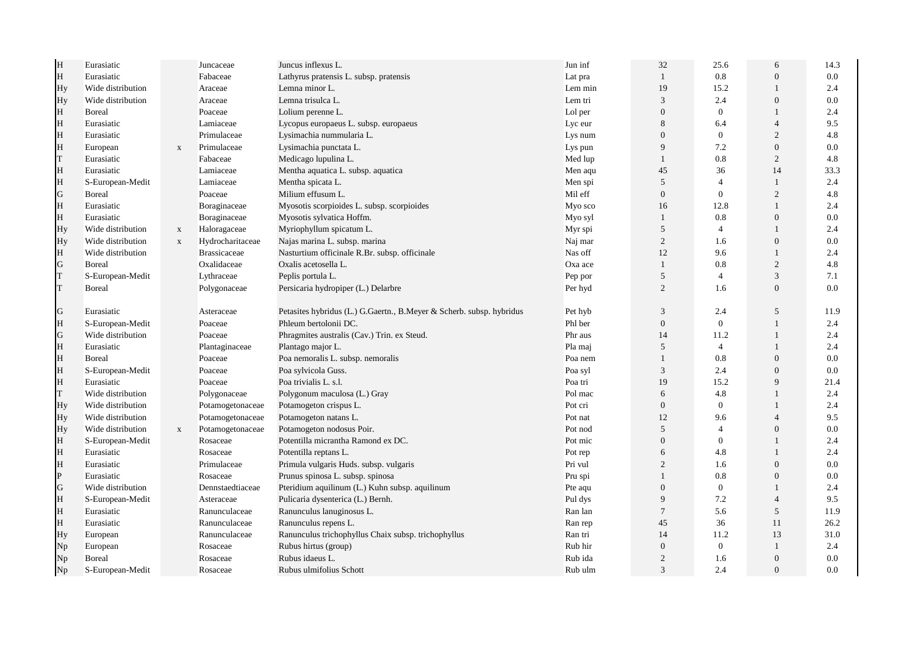| | | | | | | | | | |
|---|---|---|---|---|---|---|---|---|---|
| H | Eurasiatic | | Juncaceae | Juncus inflexus L. | Jun inf | 32 | 25.6 | 6 | 14.3 |
| H | Eurasiatic | | Fabaceae | Lathyrus pratensis L. subsp. pratensis | Lat pra | 1 | 0.8 | 0 | 0.0 |
| Hy | Wide distribution | | Araceae | Lemna minor L. | Lem min | 19 | 15.2 | 1 | 2.4 |
| Hy | Wide distribution | | Araceae | Lemna trisulca L. | Lem tri | 3 | 2.4 | 0 | 0.0 |
| H | Boreal | | Poaceae | Lolium perenne L. | Lol per | 0 | 0 | 1 | 2.4 |
| H | Eurasiatic | | Lamiaceae | Lycopus europaeus L. subsp. europaeus | Lyc eur | 8 | 6.4 | 4 | 9.5 |
| H | Eurasiatic | | Primulaceae | Lysimachia nummularia L. | Lys num | 0 | 0 | 2 | 4.8 |
| H | European | x | Primulaceae | Lysimachia punctata L. | Lys pun | 9 | 7.2 | 0 | 0.0 |
| T | Eurasiatic | | Fabaceae | Medicago lupulina L. | Med lup | 1 | 0.8 | 2 | 4.8 |
| H | Eurasiatic | | Lamiaceae | Mentha aquatica L. subsp. aquatica | Men aqu | 45 | 36 | 14 | 33.3 |
| H | S-European-Medit | | Lamiaceae | Mentha spicata L. | Men spi | 5 | 4 | 1 | 2.4 |
| G | Boreal | | Poaceae | Milium effusum L. | Mil eff | 0 | 0 | 2 | 4.8 |
| H | Eurasiatic | | Boraginaceae | Myosotis scorpioides L. subsp. scorpioides | Myo sco | 16 | 12.8 | 1 | 2.4 |
| H | Eurasiatic | | Boraginaceae | Myosotis sylvatica Hoffm. | Myo syl | 1 | 0.8 | 0 | 0.0 |
| Hy | Wide distribution | x | Haloragaceae | Myriophyllum spicatum L. | Myr spi | 5 | 4 | 1 | 2.4 |
| Hy | Wide distribution | x | Hydrocharitaceae | Najas marina L. subsp. marina | Naj mar | 2 | 1.6 | 0 | 0.0 |
| H | Wide distribution | | Brassicaceae | Nasturtium officinale R.Br. subsp. officinale | Nas off | 12 | 9.6 | 1 | 2.4 |
| G | Boreal | | Oxalidaceae | Oxalis acetosella L. | Oxa ace | 1 | 0.8 | 2 | 4.8 |
| T | S-European-Medit | | Lythraceae | Peplis portula L. | Pep por | 5 | 4 | 3 | 7.1 |
| T | Boreal | | Polygonaceae | Persicaria hydropiper (L.) Delarbre | Per hyd | 2 | 1.6 | 0 | 0.0 |
| G | Eurasiatic | | Asteraceae | Petasites hybridus (L.) G.Gaertn., B.Meyer & Scherb. subsp. hybridus | Pet hyb | 3 | 2.4 | 5 | 11.9 |
| H | S-European-Medit | | Poaceae | Phleum bertolonii DC. | Phl ber | 0 | 0 | 1 | 2.4 |
| G | Wide distribution | | Poaceae | Phragmites australis (Cav.) Trin. ex Steud. | Phr aus | 14 | 11.2 | 1 | 2.4 |
| H | Eurasiatic | | Plantaginaceae | Plantago major L. | Pla maj | 5 | 4 | 1 | 2.4 |
| H | Boreal | | Poaceae | Poa nemoralis L. subsp. nemoralis | Poa nem | 1 | 0.8 | 0 | 0.0 |
| H | S-European-Medit | | Poaceae | Poa sylvicola Guss. | Poa syl | 3 | 2.4 | 0 | 0.0 |
| H | Eurasiatic | | Poaceae | Poa trivialis L. s.l. | Poa tri | 19 | 15.2 | 9 | 21.4 |
| T | Wide distribution | | Polygonaceae | Polygonum maculosa (L.) Gray | Pol mac | 6 | 4.8 | 1 | 2.4 |
| Hy | Wide distribution | | Potamogetonaceae | Potamogeton crispus L. | Pot cri | 0 | 0 | 1 | 2.4 |
| Hy | Wide distribution | | Potamogetonaceae | Potamogeton natans L. | Pot nat | 12 | 9.6 | 4 | 9.5 |
| Hy | Wide distribution | x | Potamogetonaceae | Potamogeton nodosus Poir. | Pot nod | 5 | 4 | 0 | 0.0 |
| H | S-European-Medit | | Rosaceae | Potentilla micrantha Ramond ex DC. | Pot mic | 0 | 0 | 1 | 2.4 |
| H | Eurasiatic | | Rosaceae | Potentilla reptans L. | Pot rep | 6 | 4.8 | 1 | 2.4 |
| H | Eurasiatic | | Primulaceae | Primula vulgaris Huds. subsp. vulgaris | Pri vul | 2 | 1.6 | 0 | 0.0 |
| P | Eurasiatic | | Rosaceae | Prunus spinosa L. subsp. spinosa | Pru spi | 1 | 0.8 | 0 | 0.0 |
| G | Wide distribution | | Dennstaedtiaceae | Pteridium aquilinum (L.) Kuhn subsp. aquilinum | Pte aqu | 0 | 0 | 1 | 2.4 |
| H | S-European-Medit | | Asteraceae | Pulicaria dysenterica (L.) Bernh. | Pul dys | 9 | 7.2 | 4 | 9.5 |
| H | Eurasiatic | | Ranunculaceae | Ranunculus lanuginosus L. | Ran lan | 7 | 5.6 | 5 | 11.9 |
| H | Eurasiatic | | Ranunculaceae | Ranunculus repens L. | Ran rep | 45 | 36 | 11 | 26.2 |
| Hy | European | | Ranunculaceae | Ranunculus trichophyllus Chaix subsp. trichophyllus | Ran tri | 14 | 11.2 | 13 | 31.0 |
| Np | European | | Rosaceae | Rubus hirtus (group) | Rub hir | 0 | 0 | 1 | 2.4 |
| Np | Boreal | | Rosaceae | Rubus idaeus L. | Rub ida | 2 | 1.6 | 0 | 0.0 |
| Np | S-European-Medit | | Rosaceae | Rubus ulmifolius Schott | Rub ulm | 3 | 2.4 | 0 | 0.0 |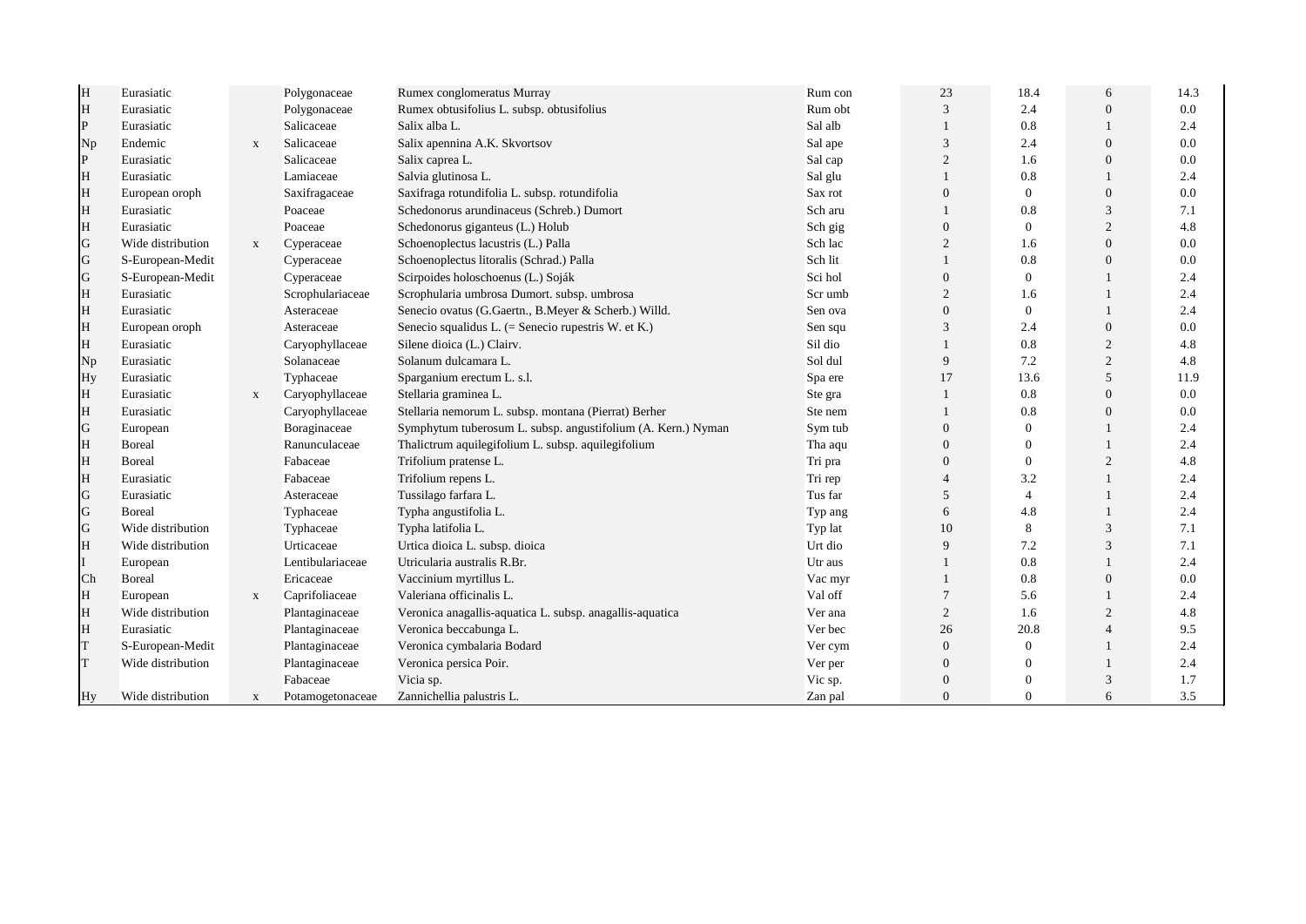| | | | | | | | | | |
|---|---|---|---|---|---|---|---|---|---|
| H | Eurasiatic | | Polygonaceae | Rumex conglomeratus Murray | Rum con | 23 | 18.4 | 6 | 14.3 |
| H | Eurasiatic | | Polygonaceae | Rumex obtusifolius L. subsp. obtusifolius | Rum obt | 3 | 2.4 | 0 | 0.0 |
| P | Eurasiatic | | Salicaceae | Salix alba L. | Sal alb | 1 | 0.8 | 1 | 2.4 |
| Np | Endemic | x | Salicaceae | Salix apennina A.K. Skvortsov | Sal ape | 3 | 2.4 | 0 | 0.0 |
| P | Eurasiatic | | Salicaceae | Salix caprea L. | Sal cap | 2 | 1.6 | 0 | 0.0 |
| H | Eurasiatic | | Lamiaceae | Salvia glutinosa L. | Sal glu | 1 | 0.8 | 1 | 2.4 |
| H | European oroph | | Saxifragaceae | Saxifraga rotundifolia L. subsp. rotundifolia | Sax rot | 0 | 0 | 0 | 0.0 |
| H | Eurasiatic | | Poaceae | Schedonorus arundinaceus (Schreb.) Dumort | Sch aru | 1 | 0.8 | 3 | 7.1 |
| H | Eurasiatic | | Poaceae | Schedonorus giganteus (L.) Holub | Sch gig | 0 | 0 | 2 | 4.8 |
| G | Wide distribution | x | Cyperaceae | Schoenoplectus lacustris (L.) Palla | Sch lac | 2 | 1.6 | 0 | 0.0 |
| G | S-European-Medit | | Cyperaceae | Schoenoplectus litoralis (Schrad.) Palla | Sch lit | 1 | 0.8 | 0 | 0.0 |
| G | S-European-Medit | | Cyperaceae | Scirpoides holoschoenus (L.) Soják | Sci hol | 0 | 0 | 1 | 2.4 |
| H | Eurasiatic | | Scrophulariaceae | Scrophularia umbrosa Dumort. subsp. umbrosa | Scr umb | 2 | 1.6 | 1 | 2.4 |
| H | Eurasiatic | | Asteraceae | Senecio ovatus (G.Gaertn., B.Meyer & Scherb.) Willd. | Sen ova | 0 | 0 | 1 | 2.4 |
| H | European oroph | | Asteraceae | Senecio squalidus L. (= Senecio rupestris W. et K.) | Sen squ | 3 | 2.4 | 0 | 0.0 |
| H | Eurasiatic | | Caryophyllaceae | Silene dioica (L.) Clairv. | Sil dio | 1 | 0.8 | 2 | 4.8 |
| Np | Eurasiatic | | Solanaceae | Solanum dulcamara L. | Sol dul | 9 | 7.2 | 2 | 4.8 |
| Hy | Eurasiatic | | Typhaceae | Sparganium erectum L. s.l. | Spa ere | 17 | 13.6 | 5 | 11.9 |
| H | Eurasiatic | x | Caryophyllaceae | Stellaria graminea L. | Ste gra | 1 | 0.8 | 0 | 0.0 |
| H | Eurasiatic | | Caryophyllaceae | Stellaria nemorum L. subsp. montana (Pierrat) Berher | Ste nem | 1 | 0.8 | 0 | 0.0 |
| G | European | | Boraginaceae | Symphytum tuberosum L. subsp. angustifolium (A. Kern.) Nyman | Sym tub | 0 | 0 | 1 | 2.4 |
| H | Boreal | | Ranunculaceae | Thalictrum aquilegifolium L. subsp. aquilegifolium | Tha aqu | 0 | 0 | 1 | 2.4 |
| H | Boreal | | Fabaceae | Trifolium pratense L. | Tri pra | 0 | 0 | 2 | 4.8 |
| H | Eurasiatic | | Fabaceae | Trifolium repens L. | Tri rep | 4 | 3.2 | 1 | 2.4 |
| G | Eurasiatic | | Asteraceae | Tussilago farfara L. | Tus far | 5 | 4 | 1 | 2.4 |
| G | Boreal | | Typhaceae | Typha angustifolia L. | Typ ang | 6 | 4.8 | 1 | 2.4 |
| G | Wide distribution | | Typhaceae | Typha latifolia L. | Typ lat | 10 | 8 | 3 | 7.1 |
| H | Wide distribution | | Urticaceae | Urtica dioica L. subsp. dioica | Urt dio | 9 | 7.2 | 3 | 7.1 |
| I | European | | Lentibulariaceae | Utricularia australis R.Br. | Utr aus | 1 | 0.8 | 1 | 2.4 |
| Ch | Boreal | | Ericaceae | Vaccinium myrtillus L. | Vac myr | 1 | 0.8 | 0 | 0.0 |
| H | European | x | Caprifoliaceae | Valeriana officinalis L. | Val off | 7 | 5.6 | 1 | 2.4 |
| H | Wide distribution | | Plantaginaceae | Veronica anagallis-aquatica L. subsp. anagallis-aquatica | Ver ana | 2 | 1.6 | 2 | 4.8 |
| H | Eurasiatic | | Plantaginaceae | Veronica beccabunga L. | Ver bec | 26 | 20.8 | 4 | 9.5 |
| T | S-European-Medit | | Plantaginaceae | Veronica cymbalaria Bodard | Ver cym | 0 | 0 | 1 | 2.4 |
| T | Wide distribution | | Plantaginaceae | Veronica persica Poir. | Ver per | 0 | 0 | 1 | 2.4 |
| | | | Fabaceae | Vicia sp. | Vic sp. | 0 | 0 | 3 | 1.7 |
| Hy | Wide distribution | x | Potamogetonaceae | Zannichellia palustris L. | Zan pal | 0 | 0 | 6 | 3.5 |